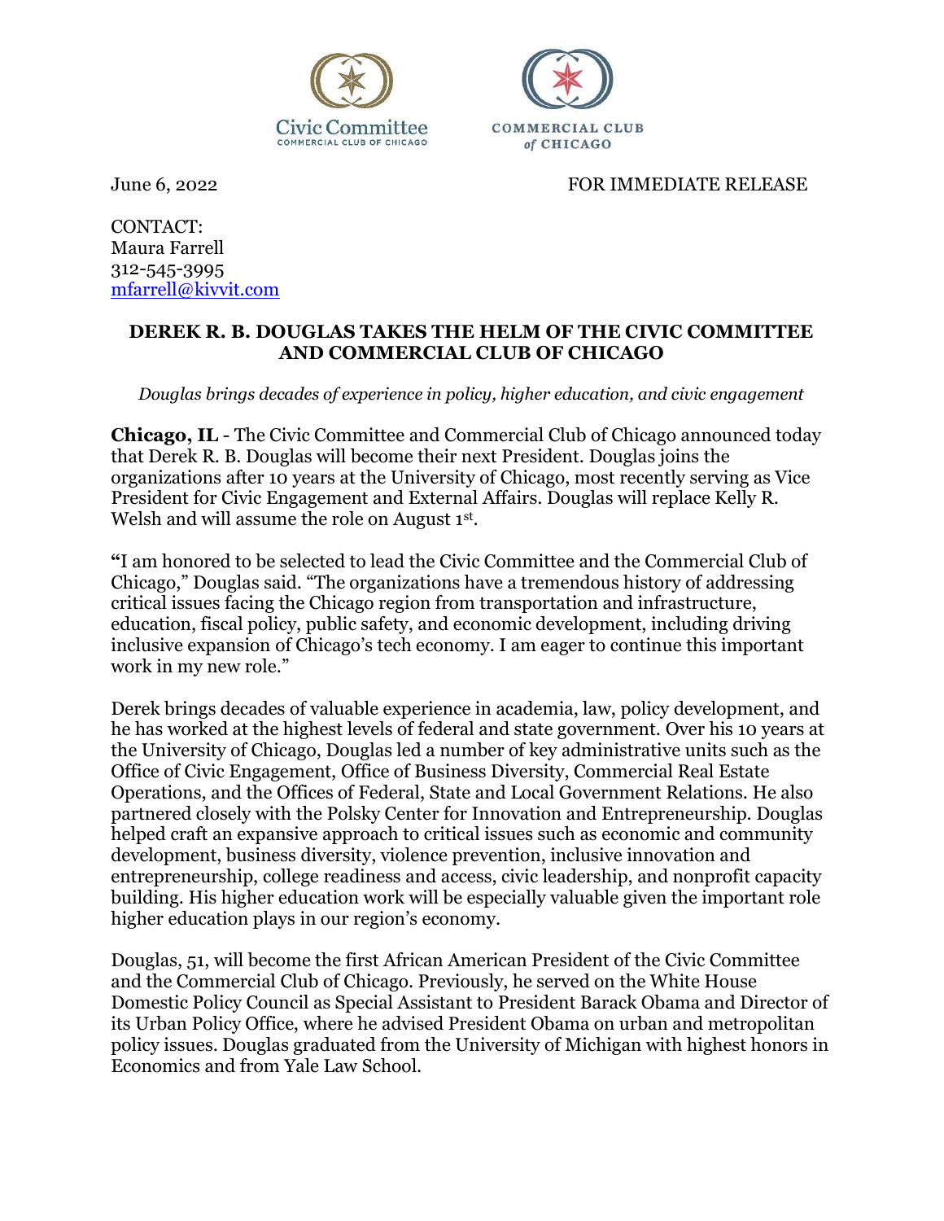Civic Committee
COMMERCIAL CLUB OF CHICAGO

COMMERCIAL CLUB
of CHICAGO

June 6, 2022 FOR IMMEDIATE RELEASE

CONTACT:
Maura Farrell
312-545-3995
mfarrell@kivvit.com

**DEREK R. B. DOUGLAS TAKES THE HELM OF THE CIVIC COMMITTEE AND COMMERCIAL CLUB OF CHICAGO**

*Douglas brings decades of experience in policy, higher education, and civic engagement*

**Chicago, IL** - The Civic Committee and Commercial Club of Chicago announced today that Derek R. B. Douglas will become their next President. Douglas joins the organizations after 10 years at the University of Chicago, most recently serving as Vice President for Civic Engagement and External Affairs. Douglas will replace Kelly R. Welsh and will assume the role on August 1st.

**"**I am honored to be selected to lead the Civic Committee and the Commercial Club of Chicago," Douglas said. "The organizations have a tremendous history of addressing critical issues facing the Chicago region from transportation and infrastructure, education, fiscal policy, public safety, and economic development, including driving inclusive expansion of Chicago's tech economy. I am eager to continue this important work in my new role."

Derek brings decades of valuable experience in academia, law, policy development, and he has worked at the highest levels of federal and state government. Over his 10 years at the University of Chicago, Douglas led a number of key administrative units such as the Office of Civic Engagement, Office of Business Diversity, Commercial Real Estate Operations, and the Offices of Federal, State and Local Government Relations. He also partnered closely with the Polsky Center for Innovation and Entrepreneurship. Douglas helped craft an expansive approach to critical issues such as economic and community development, business diversity, violence prevention, inclusive innovation and entrepreneurship, college readiness and access, civic leadership, and nonprofit capacity building. His higher education work will be especially valuable given the important role higher education plays in our region's economy.

Douglas, 51, will become the first African American President of the Civic Committee and the Commercial Club of Chicago. Previously, he served on the White House Domestic Policy Council as Special Assistant to President Barack Obama and Director of its Urban Policy Office, where he advised President Obama on urban and metropolitan policy issues. Douglas graduated from the University of Michigan with highest honors in Economics and from Yale Law School.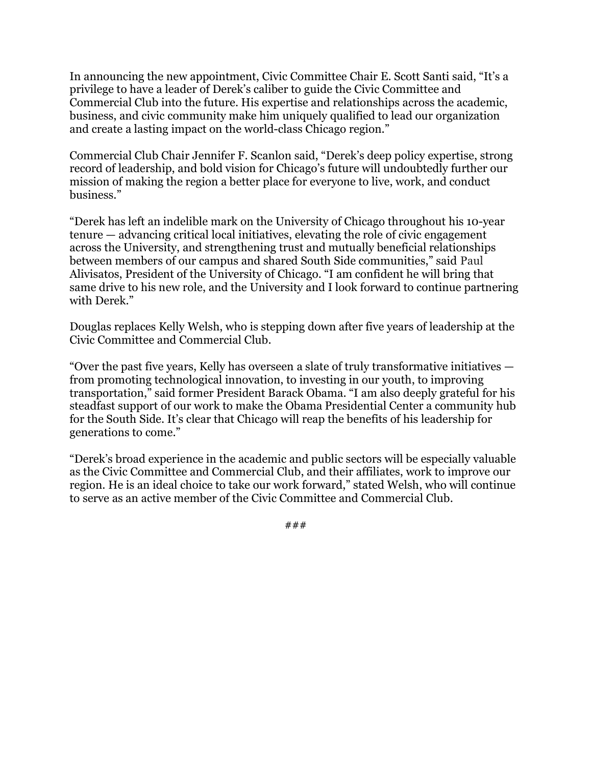In announcing the new appointment, Civic Committee Chair E. Scott Santi said, “It’s a privilege to have a leader of Derek’s caliber to guide the Civic Committee and Commercial Club into the future. His expertise and relationships across the academic, business, and civic community make him uniquely qualified to lead our organization and create a lasting impact on the world-class Chicago region.”

Commercial Club Chair Jennifer F. Scanlon said, “Derek’s deep policy expertise, strong record of leadership, and bold vision for Chicago’s future will undoubtedly further our mission of making the region a better place for everyone to live, work, and conduct business.”

“Derek has left an indelible mark on the University of Chicago throughout his 10-year tenure — advancing critical local initiatives, elevating the role of civic engagement across the University, and strengthening trust and mutually beneficial relationships between members of our campus and shared South Side communities,” said Paul Alivisatos, President of the University of Chicago. “I am confident he will bring that same drive to his new role, and the University and I look forward to continue partnering with Derek.”

Douglas replaces Kelly Welsh, who is stepping down after five years of leadership at the Civic Committee and Commercial Club.

“Over the past five years, Kelly has overseen a slate of truly transformative initiatives — from promoting technological innovation, to investing in our youth, to improving transportation,” said former President Barack Obama. “I am also deeply grateful for his steadfast support of our work to make the Obama Presidential Center a community hub for the South Side. It’s clear that Chicago will reap the benefits of his leadership for generations to come.”

“Derek’s broad experience in the academic and public sectors will be especially valuable as the Civic Committee and Commercial Club, and their affiliates, work to improve our region. He is an ideal choice to take our work forward,” stated Welsh, who will continue to serve as an active member of the Civic Committee and Commercial Club.

###